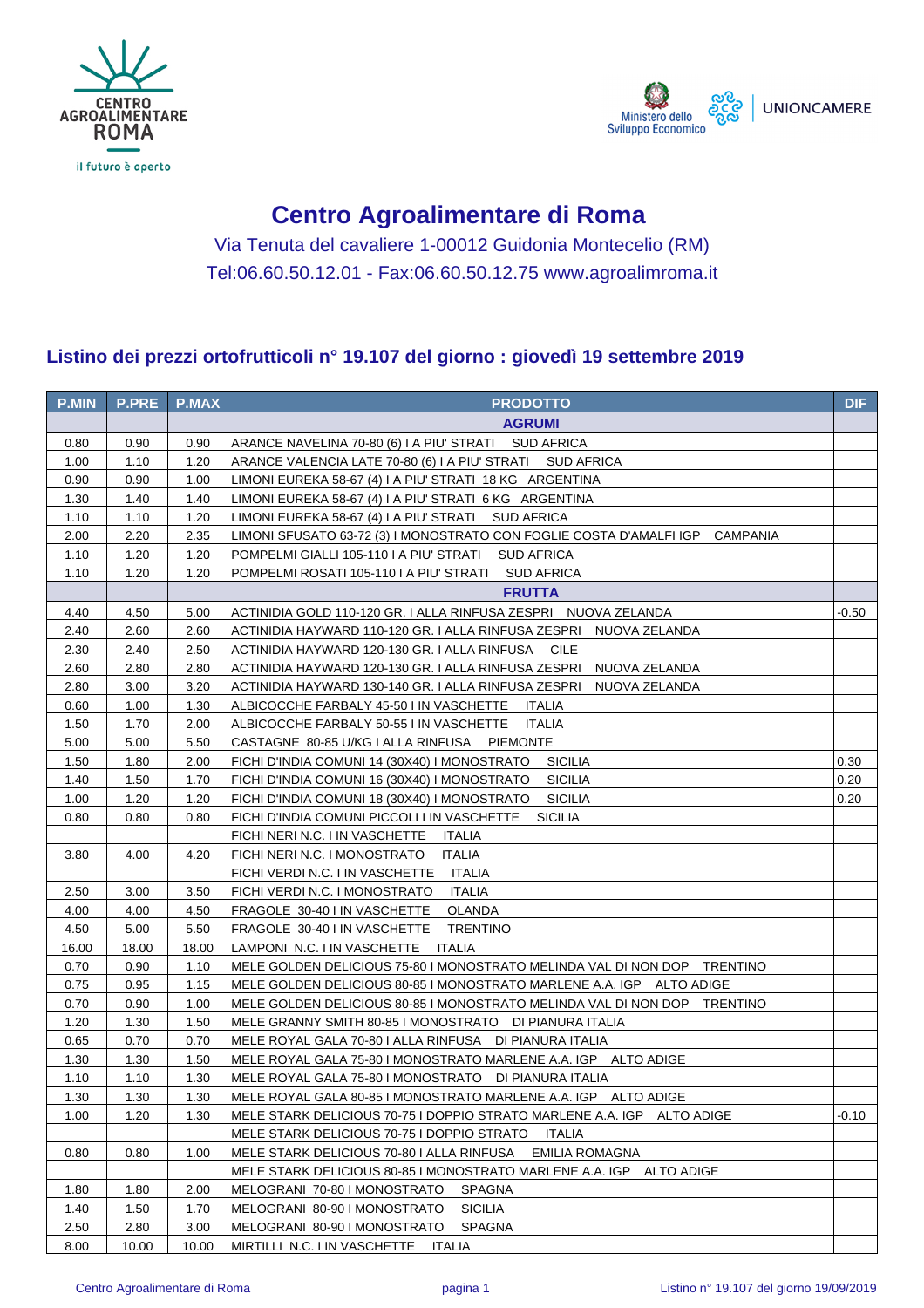# Centro Agroalimentare di Roma

Via Tenuta del cavaliere 1-00012 Guidonia Montecelio (RM)

Tel:06.60.50.12.01 - Fax:06.60.50.12.75 www.agroalimroma.it

## Listino dei prezzi ortofrutticoli n° 19.107 del giorno : giovedì 19 settembre 2019

| P.MIN | P.PRE | P.MAX | PRODOTTO | DIF |
|---|---|---|---|---|
| | | | **AGRUMI** | |
| 0.80 | 0.90 | 0.90 | ARANCE NAVELINA 70-80 (6) I A PIU' STRATI SUD AFRICA | |
| 1.00 | 1.10 | 1.20 | ARANCE VALENCIA LATE 70-80 (6) I A PIU' STRATI SUD AFRICA | |
| 0.90 | 0.90 | 1.00 | LIMONI EUREKA 58-67 (4) I A PIU' STRATI 18 KG ARGENTINA | |
| 1.30 | 1.40 | 1.40 | LIMONI EUREKA 58-67 (4) I A PIU' STRATI 6 KG ARGENTINA | |
| 1.10 | 1.10 | 1.20 | LIMONI EUREKA 58-67 (4) I A PIU' STRATI SUD AFRICA | |
| 2.00 | 2.20 | 2.35 | LIMONI SFUSATO 63-72 (3) I MONOSTRATO CON FOGLIE COSTA D'AMALFI IGP CAMPANIA | |
| 1.10 | 1.20 | 1.20 | POMPELMI GIALLI 105-110 I A PIU' STRATI SUD AFRICA | |
| 1.10 | 1.20 | 1.20 | POMPELMI ROSATI 105-110 I A PIU' STRATI SUD AFRICA | |
| | | | **FRUTTA** | |
| 4.40 | 4.50 | 5.00 | ACTINIDIA GOLD 110-120 GR. I ALLA RINFUSA ZESPRI NUOVA ZELANDA | -0.50 |
| 2.40 | 2.60 | 2.60 | ACTINIDIA HAYWARD 110-120 GR. I ALLA RINFUSA ZESPRI NUOVA ZELANDA | |
| 2.30 | 2.40 | 2.50 | ACTINIDIA HAYWARD 120-130 GR. I ALLA RINFUSA CILE | |
| 2.60 | 2.80 | 2.80 | ACTINIDIA HAYWARD 120-130 GR. I ALLA RINFUSA ZESPRI NUOVA ZELANDA | |
| 2.80 | 3.00 | 3.20 | ACTINIDIA HAYWARD 130-140 GR. I ALLA RINFUSA ZESPRI NUOVA ZELANDA | |
| 0.60 | 1.00 | 1.30 | ALBICOCCHE FARBALY 45-50 I IN VASCHETTE ITALIA | |
| 1.50 | 1.70 | 2.00 | ALBICOCCHE FARBALY 50-55 I IN VASCHETTE ITALIA | |
| 5.00 | 5.00 | 5.50 | CASTAGNE 80-85 U/KG I ALLA RINFUSA PIEMONTE | |
| 1.50 | 1.80 | 2.00 | FICHI D'INDIA COMUNI 14 (30X40) I MONOSTRATO SICILIA | 0.30 |
| 1.40 | 1.50 | 1.70 | FICHI D'INDIA COMUNI 16 (30X40) I MONOSTRATO SICILIA | 0.20 |
| 1.00 | 1.20 | 1.20 | FICHI D'INDIA COMUNI 18 (30X40) I MONOSTRATO SICILIA | 0.20 |
| 0.80 | 0.80 | 0.80 | FICHI D'INDIA COMUNI PICCOLI I IN VASCHETTE SICILIA | |
| | | | FICHI NERI N.C. I IN VASCHETTE ITALIA | |
| 3.80 | 4.00 | 4.20 | FICHI NERI N.C. I MONOSTRATO ITALIA | |
| | | | FICHI VERDI N.C. I IN VASCHETTE ITALIA | |
| 2.50 | 3.00 | 3.50 | FICHI VERDI N.C. I MONOSTRATO ITALIA | |
| 4.00 | 4.00 | 4.50 | FRAGOLE 30-40 I IN VASCHETTE OLANDA | |
| 4.50 | 5.00 | 5.50 | FRAGOLE 30-40 I IN VASCHETTE TRENTINO | |
| 16.00 | 18.00 | 18.00 | LAMPONI N.C. I IN VASCHETTE ITALIA | |
| 0.70 | 0.90 | 1.10 | MELE GOLDEN DELICIOUS 75-80 I MONOSTRATO MELINDA VAL DI NON DOP TRENTINO | |
| 0.75 | 0.95 | 1.15 | MELE GOLDEN DELICIOUS 80-85 I MONOSTRATO MARLENE A.A. IGP ALTO ADIGE | |
| 0.70 | 0.90 | 1.00 | MELE GOLDEN DELICIOUS 80-85 I MONOSTRATO MELINDA VAL DI NON DOP TRENTINO | |
| 1.20 | 1.30 | 1.50 | MELE GRANNY SMITH 80-85 I MONOSTRATO DI PIANURA ITALIA | |
| 0.65 | 0.70 | 0.70 | MELE ROYAL GALA 70-80 I ALLA RINFUSA DI PIANURA ITALIA | |
| 1.30 | 1.30 | 1.50 | MELE ROYAL GALA 75-80 I MONOSTRATO MARLENE A.A. IGP ALTO ADIGE | |
| 1.10 | 1.10 | 1.30 | MELE ROYAL GALA 75-80 I MONOSTRATO DI PIANURA ITALIA | |
| 1.30 | 1.30 | 1.30 | MELE ROYAL GALA 80-85 I MONOSTRATO MARLENE A.A. IGP ALTO ADIGE | |
| 1.00 | 1.20 | 1.30 | MELE STARK DELICIOUS 70-75 I DOPPIO STRATO MARLENE A.A. IGP ALTO ADIGE | -0.10 |
| | | | MELE STARK DELICIOUS 70-75 I DOPPIO STRATO ITALIA | |
| 0.80 | 0.80 | 1.00 | MELE STARK DELICIOUS 70-80 I ALLA RINFUSA EMILIA ROMAGNA | |
| | | | MELE STARK DELICIOUS 80-85 I MONOSTRATO MARLENE A.A. IGP ALTO ADIGE | |
| 1.80 | 1.80 | 2.00 | MELOGRANI 70-80 I MONOSTRATO SPAGNA | |
| 1.40 | 1.50 | 1.70 | MELOGRANI 80-90 I MONOSTRATO SICILIA | |
| 2.50 | 2.80 | 3.00 | MELOGRANI 80-90 I MONOSTRATO SPAGNA | |
| 8.00 | 10.00 | 10.00 | MIRTILLI N.C. I IN VASCHETTE ITALIA | |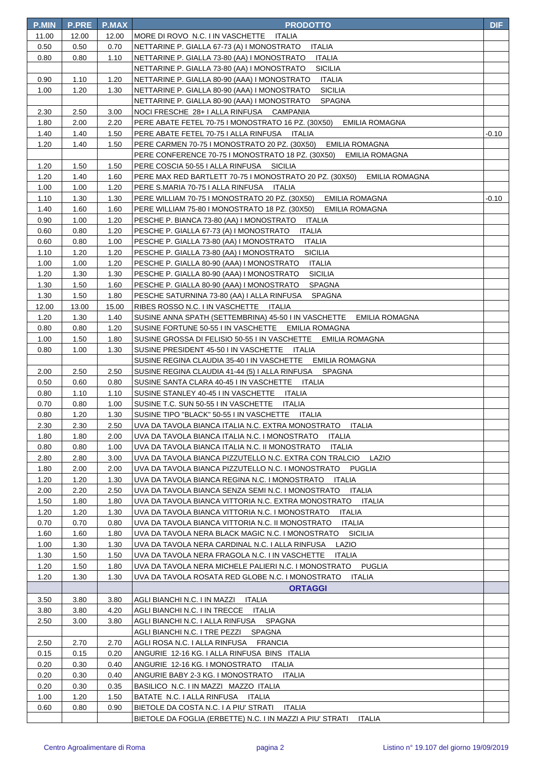| P.MIN | P.PRE | P.MAX | PRODOTTO | DIF |
|---|---|---|---|---|
| 11.00 | 12.00 | 12.00 | MORE DI ROVO N.C. I IN VASCHETTE ITALIA | |
| 0.50 | 0.50 | 0.70 | NETTARINE P. GIALLA 67-73 (A) I MONOSTRATO ITALIA | |
| 0.80 | 0.80 | 1.10 | NETTARINE P. GIALLA 73-80 (AA) I MONOSTRATO ITALIA | |
| | | | NETTARINE P. GIALLA 73-80 (AA) I MONOSTRATO SICILIA | |
| 0.90 | 1.10 | 1.20 | NETTARINE P. GIALLA 80-90 (AAA) I MONOSTRATO ITALIA | |
| 1.00 | 1.20 | 1.30 | NETTARINE P. GIALLA 80-90 (AAA) I MONOSTRATO SICILIA | |
| | | | NETTARINE P. GIALLA 80-90 (AAA) I MONOSTRATO SPAGNA | |
| 2.30 | 2.50 | 3.00 | NOCI FRESCHE 28+ I ALLA RINFUSA CAMPANIA | |
| 1.80 | 2.00 | 2.20 | PERE ABATE FETEL 70-75 I MONOSTRATO 16 PZ. (30X50) EMILIA ROMAGNA | |
| 1.40 | 1.40 | 1.50 | PERE ABATE FETEL 70-75 I ALLA RINFUSA ITALIA | -0.10 |
| 1.20 | 1.40 | 1.50 | PERE CARMEN 70-75 I MONOSTRATO 20 PZ. (30X50) EMILIA ROMAGNA | |
| | | | PERE CONFERENCE 70-75 I MONOSTRATO 18 PZ. (30X50) EMILIA ROMAGNA | |
| 1.20 | 1.50 | 1.50 | PERE COSCIA 50-55 I ALLA RINFUSA SICILIA | |
| 1.20 | 1.40 | 1.60 | PERE MAX RED BARTLETT 70-75 I MONOSTRATO 20 PZ. (30X50) EMILIA ROMAGNA | |
| 1.00 | 1.00 | 1.20 | PERE S.MARIA 70-75 I ALLA RINFUSA ITALIA | |
| 1.10 | 1.30 | 1.30 | PERE WILLIAM 70-75 I MONOSTRATO 20 PZ. (30X50) EMILIA ROMAGNA | -0.10 |
| 1.40 | 1.60 | 1.60 | PERE WILLIAM 75-80 I MONOSTRATO 18 PZ. (30X50) EMILIA ROMAGNA | |
| 0.90 | 1.00 | 1.20 | PESCHE P. BIANCA 73-80 (AA) I MONOSTRATO ITALIA | |
| 0.60 | 0.80 | 1.20 | PESCHE P. GIALLA 67-73 (A) I MONOSTRATO ITALIA | |
| 0.60 | 0.80 | 1.00 | PESCHE P. GIALLA 73-80 (AA) I MONOSTRATO ITALIA | |
| 1.10 | 1.20 | 1.20 | PESCHE P. GIALLA 73-80 (AA) I MONOSTRATO SICILIA | |
| 1.00 | 1.00 | 1.20 | PESCHE P. GIALLA 80-90 (AAA) I MONOSTRATO ITALIA | |
| 1.20 | 1.30 | 1.30 | PESCHE P. GIALLA 80-90 (AAA) I MONOSTRATO SICILIA | |
| 1.30 | 1.50 | 1.60 | PESCHE P. GIALLA 80-90 (AAA) I MONOSTRATO SPAGNA | |
| 1.30 | 1.50 | 1.80 | PESCHE SATURNINA 73-80 (AA) I ALLA RINFUSA SPAGNA | |
| 12.00 | 13.00 | 15.00 | RIBES ROSSO N.C. I IN VASCHETTE ITALIA | |
| 1.20 | 1.30 | 1.40 | SUSINE ANNA SPATH (SETTEMBRINA) 45-50 I IN VASCHETTE EMILIA ROMAGNA | |
| 0.80 | 0.80 | 1.20 | SUSINE FORTUNE 50-55 I IN VASCHETTE EMILIA ROMAGNA | |
| 1.00 | 1.50 | 1.80 | SUSINE GROSSA DI FELISIO 50-55 I IN VASCHETTE EMILIA ROMAGNA | |
| 0.80 | 1.00 | 1.30 | SUSINE PRESIDENT 45-50 I IN VASCHETTE ITALIA | |
| | | | SUSINE REGINA CLAUDIA 35-40 I IN VASCHETTE EMILIA ROMAGNA | |
| 2.00 | 2.50 | 2.50 | SUSINE REGINA CLAUDIA 41-44 (5) I ALLA RINFUSA SPAGNA | |
| 0.50 | 0.60 | 0.80 | SUSINE SANTA CLARA 40-45 I IN VASCHETTE ITALIA | |
| 0.80 | 1.10 | 1.10 | SUSINE STANLEY 40-45 I IN VASCHETTE ITALIA | |
| 0.70 | 0.80 | 1.00 | SUSINE T.C. SUN 50-55 I IN VASCHETTE ITALIA | |
| 0.80 | 1.20 | 1.30 | SUSINE TIPO "BLACK" 50-55 I IN VASCHETTE ITALIA | |
| 2.30 | 2.30 | 2.50 | UVA DA TAVOLA BIANCA ITALIA N.C. EXTRA MONOSTRATO ITALIA | |
| 1.80 | 1.80 | 2.00 | UVA DA TAVOLA BIANCA ITALIA N.C. I MONOSTRATO ITALIA | |
| 0.80 | 0.80 | 1.00 | UVA DA TAVOLA BIANCA ITALIA N.C. II MONOSTRATO ITALIA | |
| 2.80 | 2.80 | 3.00 | UVA DA TAVOLA BIANCA PIZZUTELLO N.C. EXTRA CON TRALCIO LAZIO | |
| 1.80 | 2.00 | 2.00 | UVA DA TAVOLA BIANCA PIZZUTELLO N.C. I MONOSTRATO PUGLIA | |
| 1.20 | 1.20 | 1.30 | UVA DA TAVOLA BIANCA REGINA N.C. I MONOSTRATO ITALIA | |
| 2.00 | 2.20 | 2.50 | UVA DA TAVOLA BIANCA SENZA SEMI N.C. I MONOSTRATO ITALIA | |
| 1.50 | 1.80 | 1.80 | UVA DA TAVOLA BIANCA VITTORIA N.C. EXTRA MONOSTRATO ITALIA | |
| 1.20 | 1.20 | 1.30 | UVA DA TAVOLA BIANCA VITTORIA N.C. I MONOSTRATO ITALIA | |
| 0.70 | 0.70 | 0.80 | UVA DA TAVOLA BIANCA VITTORIA N.C. II MONOSTRATO ITALIA | |
| 1.60 | 1.60 | 1.80 | UVA DA TAVOLA NERA BLACK MAGIC N.C. I MONOSTRATO SICILIA | |
| 1.00 | 1.30 | 1.30 | UVA DA TAVOLA NERA CARDINAL N.C. I ALLA RINFUSA LAZIO | |
| 1.30 | 1.50 | 1.50 | UVA DA TAVOLA NERA FRAGOLA N.C. I IN VASCHETTE ITALIA | |
| 1.20 | 1.50 | 1.80 | UVA DA TAVOLA NERA MICHELE PALIERI N.C. I MONOSTRATO PUGLIA | |
| 1.20 | 1.30 | 1.30 | UVA DA TAVOLA ROSATA RED GLOBE N.C. I MONOSTRATO ITALIA | |
| | | | **ORTAGGI** | |
| 3.50 | 3.80 | 3.80 | AGLI BIANCHI N.C. I IN MAZZI ITALIA | |
| 3.80 | 3.80 | 4.20 | AGLI BIANCHI N.C. I IN TRECCE ITALIA | |
| 2.50 | 3.00 | 3.80 | AGLI BIANCHI N.C. I ALLA RINFUSA SPAGNA | |
| | | | AGLI BIANCHI N.C. I TRE PEZZI SPAGNA | |
| 2.50 | 2.70 | 2.70 | AGLI ROSA N.C. I ALLA RINFUSA FRANCIA | |
| 0.15 | 0.15 | 0.20 | ANGURIE 12-16 KG. I ALLA RINFUSA BINS ITALIA | |
| 0.20 | 0.30 | 0.40 | ANGURIE 12-16 KG. I MONOSTRATO ITALIA | |
| 0.20 | 0.30 | 0.40 | ANGURIE BABY 2-3 KG. I MONOSTRATO ITALIA | |
| 0.20 | 0.30 | 0.35 | BASILICO N.C. I IN MAZZI MAZZO ITALIA | |
| 1.00 | 1.20 | 1.50 | BATATE N.C. I ALLA RINFUSA ITALIA | |
| 0.60 | 0.80 | 0.90 | BIETOLE DA COSTA N.C. I A PIU' STRATI ITALIA | |
| | | | BIETOLE DA FOGLIA (ERBETTE) N.C. I IN MAZZI A PIU' STRATI ITALIA | |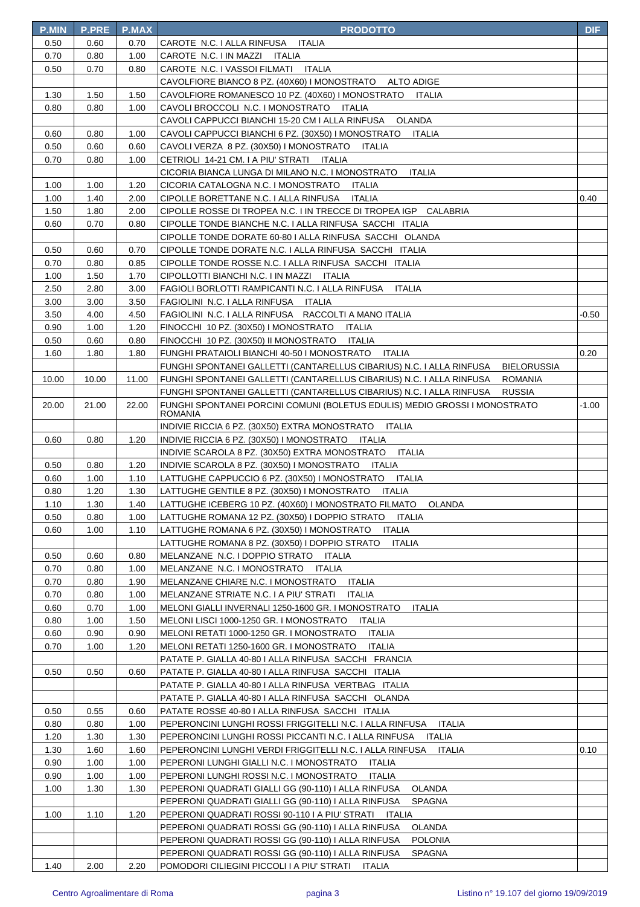| P.MIN | P.PRE | P.MAX | PRODOTTO | DIF |
|---|---|---|---|---|
| 0.50 | 0.60 | 0.70 | CAROTE N.C. I ALLA RINFUSA ITALIA | |
| 0.70 | 0.80 | 1.00 | CAROTE N.C. I IN MAZZI ITALIA | |
| 0.50 | 0.70 | 0.80 | CAROTE N.C. I VASSOI FILMATI ITALIA | |
| | | | CAVOLFIORE BIANCO 8 PZ. (40X60) I MONOSTRATO ALTO ADIGE | |
| 1.30 | 1.50 | 1.50 | CAVOLFIORE ROMANESCO 10 PZ. (40X60) I MONOSTRATO ITALIA | |
| 0.80 | 0.80 | 1.00 | CAVOLI BROCCOLI N.C. I MONOSTRATO ITALIA | |
| | | | CAVOLI CAPPUCCI BIANCHI 15-20 CM I ALLA RINFUSA OLANDA | |
| 0.60 | 0.80 | 1.00 | CAVOLI CAPPUCCI BIANCHI 6 PZ. (30X50) I MONOSTRATO ITALIA | |
| 0.50 | 0.60 | 0.60 | CAVOLI VERZA 8 PZ. (30X50) I MONOSTRATO ITALIA | |
| 0.70 | 0.80 | 1.00 | CETRIOLI 14-21 CM. I A PIU' STRATI ITALIA | |
| | | | CICORIA BIANCA LUNGA DI MILANO N.C. I MONOSTRATO ITALIA | |
| 1.00 | 1.00 | 1.20 | CICORIA CATALOGNA N.C. I MONOSTRATO ITALIA | |
| 1.00 | 1.40 | 2.00 | CIPOLLE BORETTANE N.C. I ALLA RINFUSA ITALIA | 0.40 |
| 1.50 | 1.80 | 2.00 | CIPOLLE ROSSE DI TROPEA N.C. I IN TRECCE DI TROPEA IGP CALABRIA | |
| 0.60 | 0.70 | 0.80 | CIPOLLE TONDE BIANCHE N.C. I ALLA RINFUSA SACCHI ITALIA | |
| | | | CIPOLLE TONDE DORATE 60-80 I ALLA RINFUSA SACCHI OLANDA | |
| 0.50 | 0.60 | 0.70 | CIPOLLE TONDE DORATE N.C. I ALLA RINFUSA SACCHI ITALIA | |
| 0.70 | 0.80 | 0.85 | CIPOLLE TONDE ROSSE N.C. I ALLA RINFUSA SACCHI ITALIA | |
| 1.00 | 1.50 | 1.70 | CIPOLLOTTI BIANCHI N.C. I IN MAZZI ITALIA | |
| 2.50 | 2.80 | 3.00 | FAGIOLI BORLOTTI RAMPICANTI N.C. I ALLA RINFUSA ITALIA | |
| 3.00 | 3.00 | 3.50 | FAGIOLINI N.C. I ALLA RINFUSA ITALIA | |
| 3.50 | 4.00 | 4.50 | FAGIOLINI N.C. I ALLA RINFUSA RACCOLTI A MANO ITALIA | -0.50 |
| 0.90 | 1.00 | 1.20 | FINOCCHI 10 PZ. (30X50) I MONOSTRATO ITALIA | |
| 0.50 | 0.60 | 0.80 | FINOCCHI 10 PZ. (30X50) II MONOSTRATO ITALIA | |
| 1.60 | 1.80 | 1.80 | FUNGHI PRATAIOLI BIANCHI 40-50 I MONOSTRATO ITALIA | 0.20 |
| | | | FUNGHI SPONTANEI GALLETTI (CANTARELLUS CIBARIUS) N.C. I ALLA RINFUSA BIELORUSSIA | |
| 10.00 | 10.00 | 11.00 | FUNGHI SPONTANEI GALLETTI (CANTARELLUS CIBARIUS) N.C. I ALLA RINFUSA ROMANIA | |
| | | | FUNGHI SPONTANEI GALLETTI (CANTARELLUS CIBARIUS) N.C. I ALLA RINFUSA RUSSIA | |
| 20.00 | 21.00 | 22.00 | FUNGHI SPONTANEI PORCINI COMUNI (BOLETUS EDULIS) MEDIO GROSSI I MONOSTRATO ROMANIA | -1.00 |
| | | | INDIVIE RICCIA 6 PZ. (30X50) EXTRA MONOSTRATO ITALIA | |
| 0.60 | 0.80 | 1.20 | INDIVIE RICCIA 6 PZ. (30X50) I MONOSTRATO ITALIA | |
| | | | INDIVIE SCAROLA 8 PZ. (30X50) EXTRA MONOSTRATO ITALIA | |
| 0.50 | 0.80 | 1.20 | INDIVIE SCAROLA 8 PZ. (30X50) I MONOSTRATO ITALIA | |
| 0.60 | 1.00 | 1.10 | LATTUGHE CAPPUCCIO 6 PZ. (30X50) I MONOSTRATO ITALIA | |
| 0.80 | 1.20 | 1.30 | LATTUGHE GENTILE 8 PZ. (30X50) I MONOSTRATO ITALIA | |
| 1.10 | 1.30 | 1.40 | LATTUGHE ICEBERG 10 PZ. (40X60) I MONOSTRATO FILMATO OLANDA | |
| 0.50 | 0.80 | 1.00 | LATTUGHE ROMANA 12 PZ. (30X50) I DOPPIO STRATO ITALIA | |
| 0.60 | 1.00 | 1.10 | LATTUGHE ROMANA 6 PZ. (30X50) I MONOSTRATO ITALIA | |
| | | | LATTUGHE ROMANA 8 PZ. (30X50) I DOPPIO STRATO ITALIA | |
| 0.50 | 0.60 | 0.80 | MELANZANE N.C. I DOPPIO STRATO ITALIA | |
| 0.70 | 0.80 | 1.00 | MELANZANE N.C. I MONOSTRATO ITALIA | |
| 0.70 | 0.80 | 1.90 | MELANZANE CHIARE N.C. I MONOSTRATO ITALIA | |
| 0.70 | 0.80 | 1.00 | MELANZANE STRIATE N.C. I A PIU' STRATI ITALIA | |
| 0.60 | 0.70 | 1.00 | MELONI GIALLI INVERNALI 1250-1600 GR. I MONOSTRATO ITALIA | |
| 0.80 | 1.00 | 1.50 | MELONI LISCI 1000-1250 GR. I MONOSTRATO ITALIA | |
| 0.60 | 0.90 | 0.90 | MELONI RETATI 1000-1250 GR. I MONOSTRATO ITALIA | |
| 0.70 | 1.00 | 1.20 | MELONI RETATI 1250-1600 GR. I MONOSTRATO ITALIA | |
| | | | PATATE P. GIALLA 40-80 I ALLA RINFUSA SACCHI FRANCIA | |
| 0.50 | 0.50 | 0.60 | PATATE P. GIALLA 40-80 I ALLA RINFUSA SACCHI ITALIA | |
| | | | PATATE P. GIALLA 40-80 I ALLA RINFUSA VERTBAG ITALIA | |
| | | | PATATE P. GIALLA 40-80 I ALLA RINFUSA SACCHI OLANDA | |
| 0.50 | 0.55 | 0.60 | PATATE ROSSE 40-80 I ALLA RINFUSA SACCHI ITALIA | |
| 0.80 | 0.80 | 1.00 | PEPERONCINI LUNGHI ROSSI FRIGGITELLI N.C. I ALLA RINFUSA ITALIA | |
| 1.20 | 1.30 | 1.30 | PEPERONCINI LUNGHI ROSSI PICCANTI N.C. I ALLA RINFUSA ITALIA | |
| 1.30 | 1.60 | 1.60 | PEPERONCINI LUNGHI VERDI FRIGGITELLI N.C. I ALLA RINFUSA ITALIA | 0.10 |
| 0.90 | 1.00 | 1.00 | PEPERONI LUNGHI GIALLI N.C. I MONOSTRATO ITALIA | |
| 0.90 | 1.00 | 1.00 | PEPERONI LUNGHI ROSSI N.C. I MONOSTRATO ITALIA | |
| 1.00 | 1.30 | 1.30 | PEPERONI QUADRATI GIALLI GG (90-110) I ALLA RINFUSA OLANDA | |
| | | | PEPERONI QUADRATI GIALLI GG (90-110) I ALLA RINFUSA SPAGNA | |
| 1.00 | 1.10 | 1.20 | PEPERONI QUADRATI ROSSI 90-110 I A PIU' STRATI ITALIA | |
| | | | PEPERONI QUADRATI ROSSI GG (90-110) I ALLA RINFUSA OLANDA | |
| | | | PEPERONI QUADRATI ROSSI GG (90-110) I ALLA RINFUSA POLONIA | |
| | | | PEPERONI QUADRATI ROSSI GG (90-110) I ALLA RINFUSA SPAGNA | |
| 1.40 | 2.00 | 2.20 | POMODORI CILIEGINI PICCOLI I A PIU' STRATI ITALIA | |

Centro Agroalimentare di Roma — Listino n° 19.107 del giorno 19/09/2019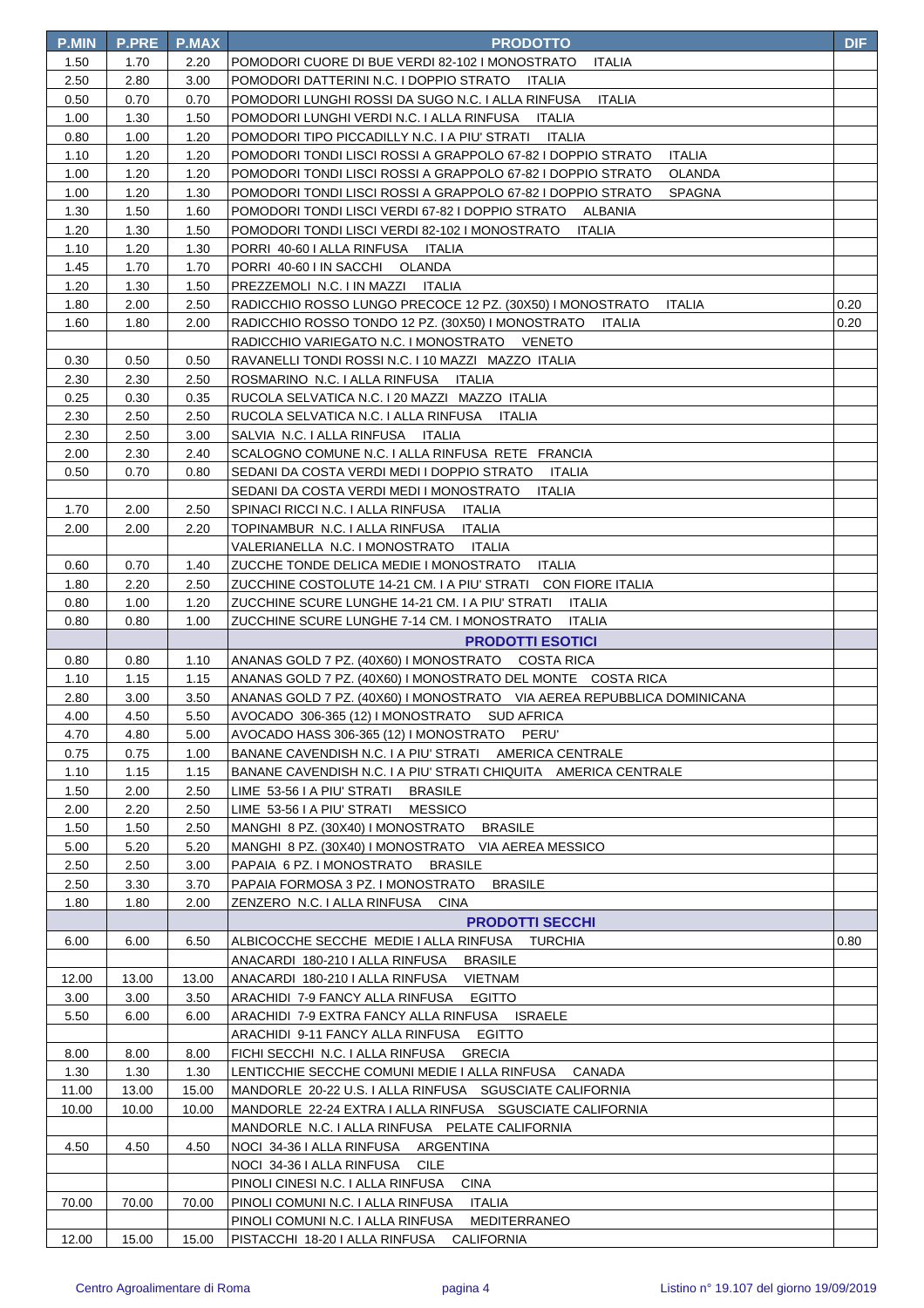| P.MIN | P.PRE | P.MAX | PRODOTTO | DIF |
|---|---|---|---|---|
| 1.50 | 1.70 | 2.20 | POMODORI CUORE DI BUE VERDI 82-102 I MONOSTRATO ITALIA | |
| 2.50 | 2.80 | 3.00 | POMODORI DATTERINI N.C. I DOPPIO STRATO ITALIA | |
| 0.50 | 0.70 | 0.70 | POMODORI LUNGHI ROSSI DA SUGO N.C. I ALLA RINFUSA ITALIA | |
| 1.00 | 1.30 | 1.50 | POMODORI LUNGHI VERDI N.C. I ALLA RINFUSA ITALIA | |
| 0.80 | 1.00 | 1.20 | POMODORI TIPO PICCADILLY N.C. I A PIU' STRATI ITALIA | |
| 1.10 | 1.20 | 1.20 | POMODORI TONDI LISCI ROSSI A GRAPPOLO 67-82 I DOPPIO STRATO ITALIA | |
| 1.00 | 1.20 | 1.20 | POMODORI TONDI LISCI ROSSI A GRAPPOLO 67-82 I DOPPIO STRATO OLANDA | |
| 1.00 | 1.20 | 1.30 | POMODORI TONDI LISCI ROSSI A GRAPPOLO 67-82 I DOPPIO STRATO SPAGNA | |
| 1.30 | 1.50 | 1.60 | POMODORI TONDI LISCI VERDI 67-82 I DOPPIO STRATO ALBANIA | |
| 1.20 | 1.30 | 1.50 | POMODORI TONDI LISCI VERDI 82-102 I MONOSTRATO ITALIA | |
| 1.10 | 1.20 | 1.30 | PORRI 40-60 I ALLA RINFUSA ITALIA | |
| 1.45 | 1.70 | 1.70 | PORRI 40-60 I IN SACCHI OLANDA | |
| 1.20 | 1.30 | 1.50 | PREZZEMOLI N.C. I IN MAZZI ITALIA | |
| 1.80 | 2.00 | 2.50 | RADICCHIO ROSSO LUNGO PRECOCE 12 PZ. (30X50) I MONOSTRATO ITALIA | 0.20 |
| 1.60 | 1.80 | 2.00 | RADICCHIO ROSSO TONDO 12 PZ. (30X50) I MONOSTRATO ITALIA | 0.20 |
| | | | RADICCHIO VARIEGATO N.C. I MONOSTRATO VENETO | |
| 0.30 | 0.50 | 0.50 | RAVANELLI TONDI ROSSI N.C. I 10 MAZZI MAZZO ITALIA | |
| 2.30 | 2.30 | 2.50 | ROSMARINO N.C. I ALLA RINFUSA ITALIA | |
| 0.25 | 0.30 | 0.35 | RUCOLA SELVATICA N.C. I 20 MAZZI MAZZO ITALIA | |
| 2.30 | 2.50 | 2.50 | RUCOLA SELVATICA N.C. I ALLA RINFUSA ITALIA | |
| 2.30 | 2.50 | 3.00 | SALVIA N.C. I ALLA RINFUSA ITALIA | |
| 2.00 | 2.30 | 2.40 | SCALOGNO COMUNE N.C. I ALLA RINFUSA RETE FRANCIA | |
| 0.50 | 0.70 | 0.80 | SEDANI DA COSTA VERDI MEDI I DOPPIO STRATO ITALIA | |
| | | | SEDANI DA COSTA VERDI MEDI I MONOSTRATO ITALIA | |
| 1.70 | 2.00 | 2.50 | SPINACI RICCI N.C. I ALLA RINFUSA ITALIA | |
| 2.00 | 2.00 | 2.20 | TOPINAMBUR N.C. I ALLA RINFUSA ITALIA | |
| | | | VALERIANELLA N.C. I MONOSTRATO ITALIA | |
| 0.60 | 0.70 | 1.40 | ZUCCHE TONDE DELICA MEDIE I MONOSTRATO ITALIA | |
| 1.80 | 2.20 | 2.50 | ZUCCHINE COSTOLUTE 14-21 CM. I A PIU' STRATI CON FIORE ITALIA | |
| 0.80 | 1.00 | 1.20 | ZUCCHINE SCURE LUNGHE 14-21 CM. I A PIU' STRATI ITALIA | |
| 0.80 | 0.80 | 1.00 | ZUCCHINE SCURE LUNGHE 7-14 CM. I MONOSTRATO ITALIA | |
| | | | **PRODOTTI ESOTICI** | |
| 0.80 | 0.80 | 1.10 | ANANAS GOLD 7 PZ. (40X60) I MONOSTRATO COSTA RICA | |
| 1.10 | 1.15 | 1.15 | ANANAS GOLD 7 PZ. (40X60) I MONOSTRATO DEL MONTE COSTA RICA | |
| 2.80 | 3.00 | 3.50 | ANANAS GOLD 7 PZ. (40X60) I MONOSTRATO VIA AEREA REPUBBLICA DOMINICANA | |
| 4.00 | 4.50 | 5.50 | AVOCADO 306-365 (12) I MONOSTRATO SUD AFRICA | |
| 4.70 | 4.80 | 5.00 | AVOCADO HASS 306-365 (12) I MONOSTRATO PERU' | |
| 0.75 | 0.75 | 1.00 | BANANE CAVENDISH N.C. I A PIU' STRATI AMERICA CENTRALE | |
| 1.10 | 1.15 | 1.15 | BANANE CAVENDISH N.C. I A PIU' STRATI CHIQUITA AMERICA CENTRALE | |
| 1.50 | 2.00 | 2.50 | LIME 53-56 I A PIU' STRATI BRASILE | |
| 2.00 | 2.20 | 2.50 | LIME 53-56 I A PIU' STRATI MESSICO | |
| 1.50 | 1.50 | 2.50 | MANGHI 8 PZ. (30X40) I MONOSTRATO BRASILE | |
| 5.00 | 5.20 | 5.20 | MANGHI 8 PZ. (30X40) I MONOSTRATO VIA AEREA MESSICO | |
| 2.50 | 2.50 | 3.00 | PAPAIA 6 PZ. I MONOSTRATO BRASILE | |
| 2.50 | 3.30 | 3.70 | PAPAIA FORMOSA 3 PZ. I MONOSTRATO BRASILE | |
| 1.80 | 1.80 | 2.00 | ZENZERO N.C. I ALLA RINFUSA CINA | |
| | | | **PRODOTTI SECCHI** | |
| 6.00 | 6.00 | 6.50 | ALBICOCCHE SECCHE MEDIE I ALLA RINFUSA TURCHIA | 0.80 |
| | | | ANACARDI 180-210 I ALLA RINFUSA BRASILE | |
| 12.00 | 13.00 | 13.00 | ANACARDI 180-210 I ALLA RINFUSA VIETNAM | |
| 3.00 | 3.00 | 3.50 | ARACHIDI 7-9 FANCY ALLA RINFUSA EGITTO | |
| 5.50 | 6.00 | 6.00 | ARACHIDI 7-9 EXTRA FANCY ALLA RINFUSA ISRAELE | |
| | | | ARACHIDI 9-11 FANCY ALLA RINFUSA EGITTO | |
| 8.00 | 8.00 | 8.00 | FICHI SECCHI N.C. I ALLA RINFUSA GRECIA | |
| 1.30 | 1.30 | 1.30 | LENTICCHIE SECCHE COMUNI MEDIE I ALLA RINFUSA CANADA | |
| 11.00 | 13.00 | 15.00 | MANDORLE 20-22 U.S. I ALLA RINFUSA SGUSCIATE CALIFORNIA | |
| 10.00 | 10.00 | 10.00 | MANDORLE 22-24 EXTRA I ALLA RINFUSA SGUSCIATE CALIFORNIA | |
| | | | MANDORLE N.C. I ALLA RINFUSA PELATE CALIFORNIA | |
| 4.50 | 4.50 | 4.50 | NOCI 34-36 I ALLA RINFUSA ARGENTINA | |
| | | | NOCI 34-36 I ALLA RINFUSA CILE | |
| | | | PINOLI CINESI N.C. I ALLA RINFUSA CINA | |
| 70.00 | 70.00 | 70.00 | PINOLI COMUNI N.C. I ALLA RINFUSA ITALIA | |
| | | | PINOLI COMUNI N.C. I ALLA RINFUSA MEDITERRANEO | |
| 12.00 | 15.00 | 15.00 | PISTACCHI 18-20 I ALLA RINFUSA CALIFORNIA | |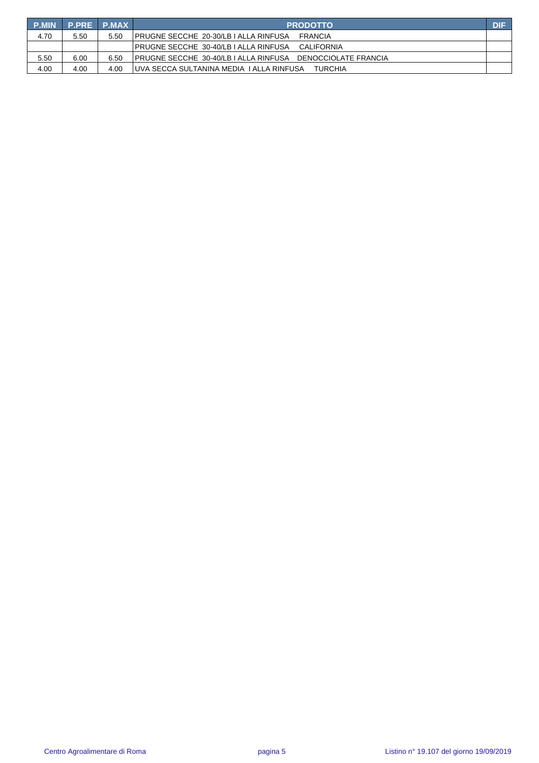| P.MIN | P.PRE | P.MAX | PRODOTTO | DIF |
|---|---|---|---|---|
| 4.70 | 5.50 | 5.50 | PRUGNE SECCHE 20-30/LB I ALLA RINFUSA FRANCIA | |
| | | | PRUGNE SECCHE 30-40/LB I ALLA RINFUSA CALIFORNIA | |
| 5.50 | 6.00 | 6.50 | PRUGNE SECCHE 30-40/LB I ALLA RINFUSA DENOCCIOLATE FRANCIA | |
| 4.00 | 4.00 | 4.00 | UVA SECCA SULTANINA MEDIA I ALLA RINFUSA TURCHIA | |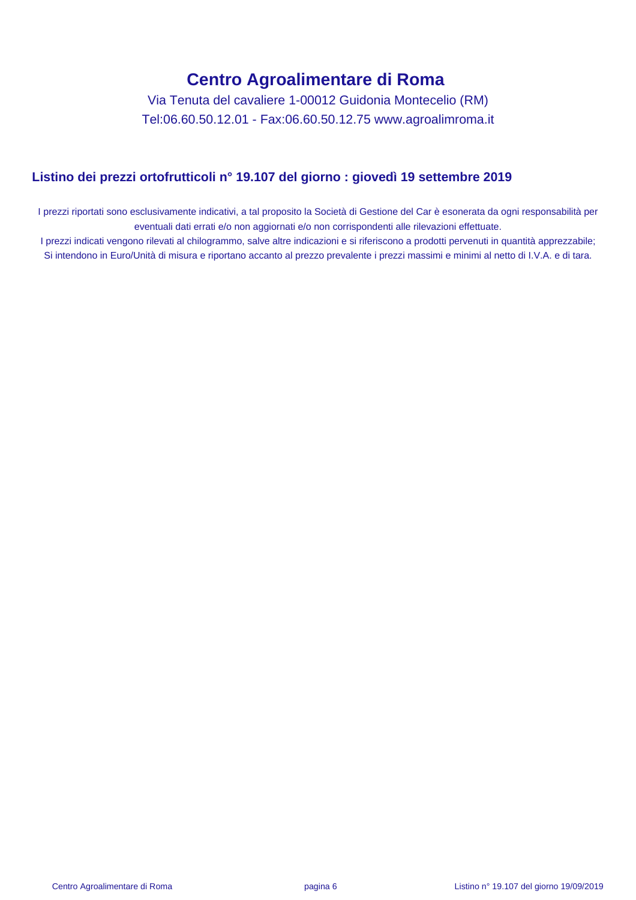# Centro Agroalimentare di Roma

Via Tenuta del cavaliere 1-00012 Guidonia Montecelio (RM)

Tel:06.60.50.12.01 - Fax:06.60.50.12.75 www.agroalimroma.it

## Listino dei prezzi ortofrutticoli n° 19.107 del giorno : giovedì 19 settembre 2019

I prezzi riportati sono esclusivamente indicativi, a tal proposito la Società di Gestione del Car è esonerata da ogni responsabilità per eventuali dati errati e/o non aggiornati e/o non corrispondenti alle rilevazioni effettuate.

I prezzi indicati vengono rilevati al chilogrammo, salve altre indicazioni e si riferiscono a prodotti pervenuti in quantità apprezzabile; Si intendono in Euro/Unità di misura e riportano accanto al prezzo prevalente i prezzi massimi e minimi al netto di I.V.A. e di tara.